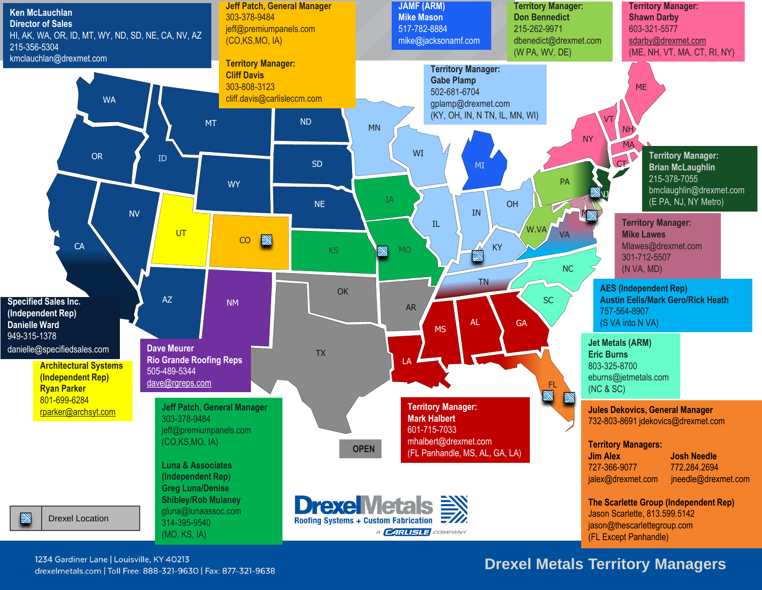# Drexel Metals Territory Managers

**Ken McLauchlan**
**Director of Sales**
HI, AK, WA, OR, ID, MT, WY, ND, SD, NE, CA, NV, AZ
215-356-5304
kmclauchlan@drexmet.com

**Jeff Patch, General Manager**
303-378-9484
jeff@premiumpanels.com
(CO,KS,MO, IA)

**Territory Manager:**
**Cliff Davis**
303-808-3123
cliff.davis@carlisleccm.com

**JAMF (ARM)**
**Mike Mason**
517-782-8884
mike@jacksonamf.com

**Territory Manager:**
**Don Bennedict**
215-262-9971
dbenedict@drexmet.com
(W PA, WV, DE)

**Territory Manager:**
**Shawn Darby**
603-321-5577
sdarby@drexmet.com
(ME, NH, VT, MA, CT, RI, NY)

**Territory Manager:**
**Gabe Plamp**
502-681-6704
gplamp@drexmet.com
(KY, OH, IN, N TN, IL, MN, WI)

**Territory Manager:**
**Brian McLaughlin**
215-378-7055
bmclaughlin@drexmet.com
(E PA, NJ, NY Metro)

**Territory Manager:**
**Mike Lawes**
Mlawes@drexmet.com
301-712-5507
(N VA, MD)

**AES (Independent Rep)**
**Austin Eells/Mark Gero/Rick Heath**
757-564-8907
(S VA into N VA)

**Jet Metals (ARM)**
**Eric Burns**
803-325-8700
eburns@jetmetals.com
(NC & SC)

**Specified Sales Inc.**
**(Independent Rep)**
**Danielle Ward**
949-315-1378
danielle@specifiedsales.com

**Architectural Systems**
**(Independent Rep)**
**Ryan Parker**
801-699-6284
rparker@archsyt.com

**Dave Meurer**
**Rio Grande Roofing Reps**
505-489-5344
dave@rgreps.com

**Jeff Patch, General Manager**
303-378-9484
jeff@premiumpanels.com
(CO,KS,MO, IA)

**Luna & Associates**
**(Independent Rep)**
**Greg Luna/Denise Shibley/Rob Mulaney**
gluna@lunaassoc.com
314-395-9540
(MO, KS, IA)

**OPEN**

**Territory Manager:**
**Mark Halbert**
601-715-7033
mhalbert@drexmet.com
(FL Panhandle, MS, AL, GA, LA)

**Jules Dekovics, General Manager**
732-803-8691 jdekovics@drexmet.com

**Territory Managers:**

**Jim Alex**
727-366-9077
jalex@drexmet.com

**Josh Needle**
772.284.2694
jneedle@drexmet.com

**The Scarlette Group (Independent Rep)**
Jason Scarlette, 813.599.5142
jason@thescarlettegroup.com
(FL Except Panhandle)

Drexel Location

DrexelMetals
Roofing Systems + Custom Fabrication
A CARLISLE COMPANY

1234 Gardiner Lane | Louisville, KY 40213
drexelmetals.com | Toll Free: 888-321-9630 | Fax: 877-321-9638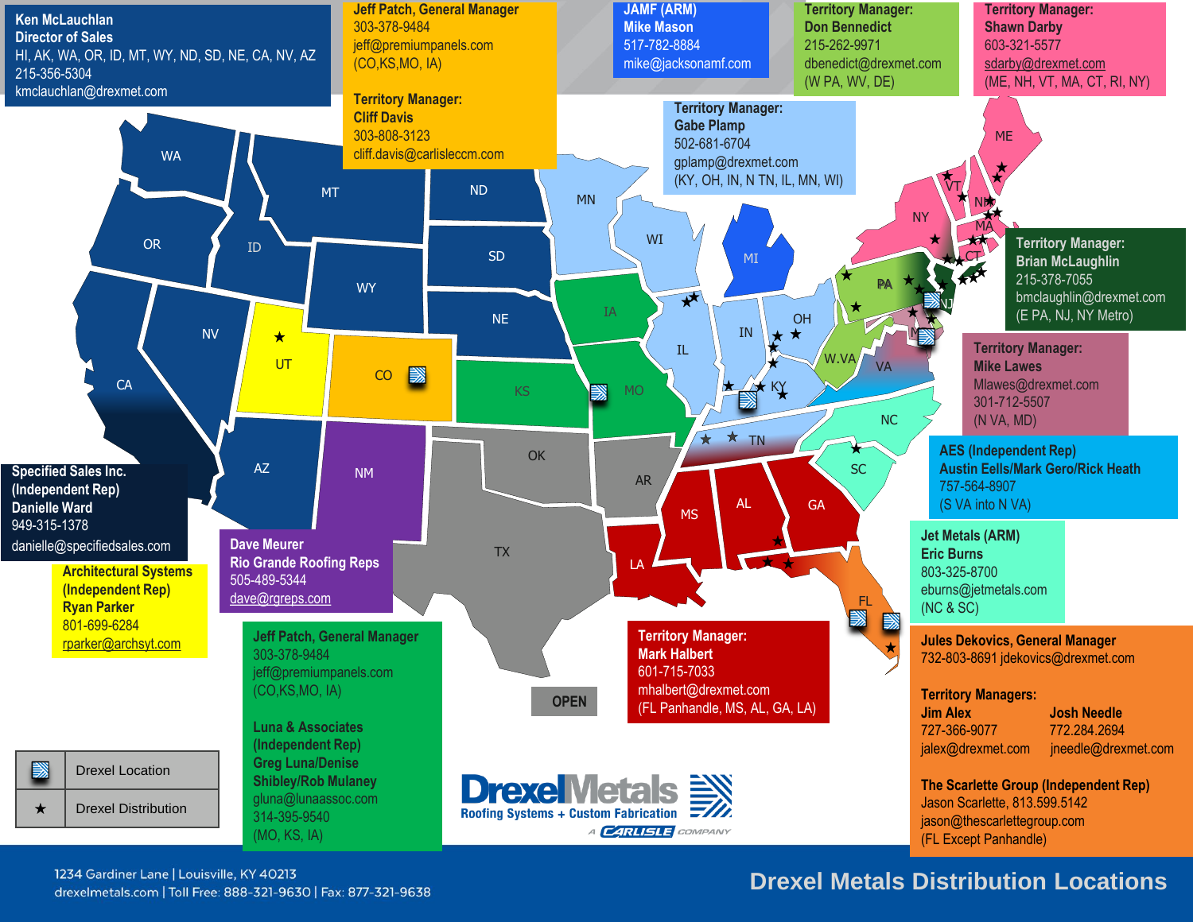# Drexel Metals Distribution Locations

**Ken McLauchlan**
**Director of Sales**
HI, AK, WA, OR, ID, MT, WY, ND, SD, NE, CA, NV, AZ
215-356-5304
kmclauchlan@drexmet.com

**Jeff Patch, General Manager**
303-378-9484
jeff@premiumpanels.com
(CO,KS,MO, IA)

**Territory Manager:**
**Cliff Davis**
303-808-3123
cliff.davis@carlisleccm.com

**JAMF (ARM)**
**Mike Mason**
517-782-8884
mike@jacksonamf.com

**Territory Manager:**
**Don Bennedict**
215-262-9971
dbenedict@drexmet.com
(W PA, WV, DE)

**Territory Manager:**
**Shawn Darby**
603-321-5577
sdarby@drexmet.com
(ME, NH, VT, MA, CT, RI, NY)

**Territory Manager:**
**Gabe Plamp**
502-681-6704
gplamp@drexmet.com
(KY, OH, IN, N TN, IL, MN, WI)

**Territory Manager:**
**Brian McLaughlin**
215-378-7055
bmclaughlin@drexmet.com
(E PA, NJ, NY Metro)

**Territory Manager:**
**Mike Lawes**
Mlawes@drexmet.com
301-712-5507
(N VA, MD)

**AES (Independent Rep)**
**Austin Eells/Mark Gero/Rick Heath**
757-564-8907
(S VA into N VA)

**Jet Metals (ARM)**
**Eric Burns**
803-325-8700
eburns@jetmetals.com
(NC & SC)

**Jules Dekovics, General Manager**
732-803-8691 jdekovics@drexmet.com

**Territory Managers:**

**Jim Alex**
727-366-9077
jalex@drexmet.com

**Josh Needle**
772.284.2694
jneedle@drexmet.com

**The Scarlette Group (Independent Rep)**
Jason Scarlette, 813.599.5142
jason@thescarlettegroup.com
(FL Except Panhandle)

**Territory Manager:**
**Mark Halbert**
601-715-7033
mhalbert@drexmet.com
(FL Panhandle, MS, AL, GA, LA)

**OPEN**

**Jeff Patch, General Manager**
303-378-9484
jeff@premiumpanels.com
(CO,KS,MO, IA)

**Luna & Associates**
**(Independent Rep)**
**Greg Luna/Denise Shibley/Rob Mulaney**
gluna@lunaassoc.com
314-395-9540
(MO, KS, IA)

**Dave Meurer**
**Rio Grande Roofing Reps**
505-489-5344
dave@rgreps.com

**Specified Sales Inc.**
**(Independent Rep)**
**Danielle Ward**
949-315-1378
danielle@specifiedsales.com

**Architectural Systems**
**(Independent Rep)**
**Ryan Parker**
801-699-6284
rparker@archsyt.com

| Symbol | Meaning |
|---|---|
| ▧ | Drexel Location |
| ★ | Drexel Distribution |

**DrexelMetals**
Roofing Systems + Custom Fabrication
A CARLISLE COMPANY

1234 Gardiner Lane | Louisville, KY 40213
drexelmetals.com | Toll Free: 888-321-9630 | Fax: 877-321-9638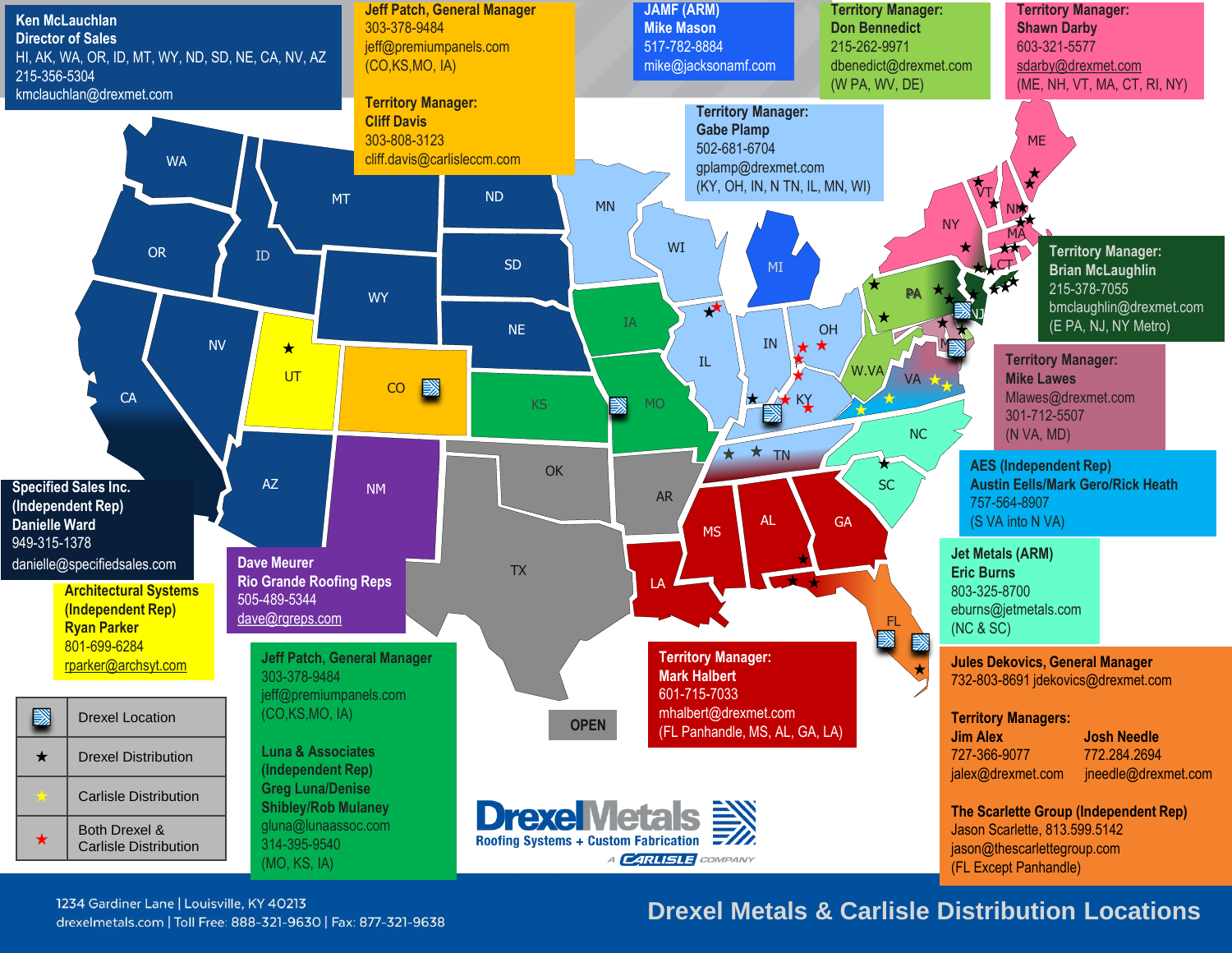# Drexel Metals & Carlisle Distribution Locations

**Ken McLauchlan**
**Director of Sales**
HI, AK, WA, OR, ID, MT, WY, ND, SD, NE, CA, NV, AZ
215-356-5304
kmclauchlan@drexmet.com

**Jeff Patch, General Manager**
303-378-9484
jeff@premiumpanels.com
(CO,KS,MO, IA)

**Territory Manager:**
**Cliff Davis**
303-808-3123
cliff.davis@carlisleccm.com

**JAMF (ARM)**
**Mike Mason**
517-782-8884
mike@jacksonamf.com

**Territory Manager:**
**Don Bennedict**
215-262-9971
dbenedict@drexmet.com
(W PA, WV, DE)

**Territory Manager:**
**Shawn Darby**
603-321-5577
sdarby@drexmet.com
(ME, NH, VT, MA, CT, RI, NY)

**Territory Manager:**
**Gabe Plamp**
502-681-6704
gplamp@drexmet.com
(KY, OH, IN, N TN, IL, MN, WI)

**Territory Manager:**
**Brian McLaughlin**
215-378-7055
bmclaughlin@drexmet.com
(E PA, NJ, NY Metro)

**Territory Manager:**
**Mike Lawes**
Mlawes@drexmet.com
301-712-5507
(N VA, MD)

**AES (Independent Rep)**
**Austin Eells/Mark Gero/Rick Heath**
757-564-8907
(S VA into N VA)

**Jet Metals (ARM)**
**Eric Burns**
803-325-8700
eburns@jetmetals.com
(NC & SC)

**Specified Sales Inc.**
**(Independent Rep)**
**Danielle Ward**
949-315-1378
danielle@specifiedsales.com

**Architectural Systems**
**(Independent Rep)**
**Ryan Parker**
801-699-6284
rparker@archsyt.com

**Dave Meurer**
**Rio Grande Roofing Reps**
505-489-5344
dave@rgreps.com

**Jeff Patch, General Manager**
303-378-9484
jeff@premiumpanels.com
(CO,KS,MO, IA)

**Luna & Associates**
**(Independent Rep)**
**Greg Luna/Denise Shibley/Rob Mulaney**
gluna@lunaassoc.com
314-395-9540
(MO, KS, IA)

**OPEN**

**Territory Manager:**
**Mark Halbert**
601-715-7033
mhalbert@drexmet.com
(FL Panhandle, MS, AL, GA, LA)

**Jules Dekovics, General Manager**
732-803-8691 jdekovics@drexmet.com

**Territory Managers:**

| **Jim Alex** | **Josh Needle** |
|---|---|
| 727-366-9077 | 772.284.2694 |
| jalex@drexmet.com | jneedle@drexmet.com |

**The Scarlette Group (Independent Rep)**
Jason Scarlette, 813.599.5142
jason@thescarlettegroup.com
(FL Except Panhandle)

| Symbol | Legend |
|---|---|
| ▨ | Drexel Location |
| ★ (black) | Drexel Distribution |
| ★ (yellow) | Carlisle Distribution |
| ★ (red) | Both Drexel & Carlisle Distribution |

**DrexelMetals**
Roofing Systems + Custom Fabrication
A CARLISLE COMPANY

1234 Gardiner Lane | Louisville, KY 40213
drexelmetals.com | Toll Free: 888-321-9630 | Fax: 877-321-9638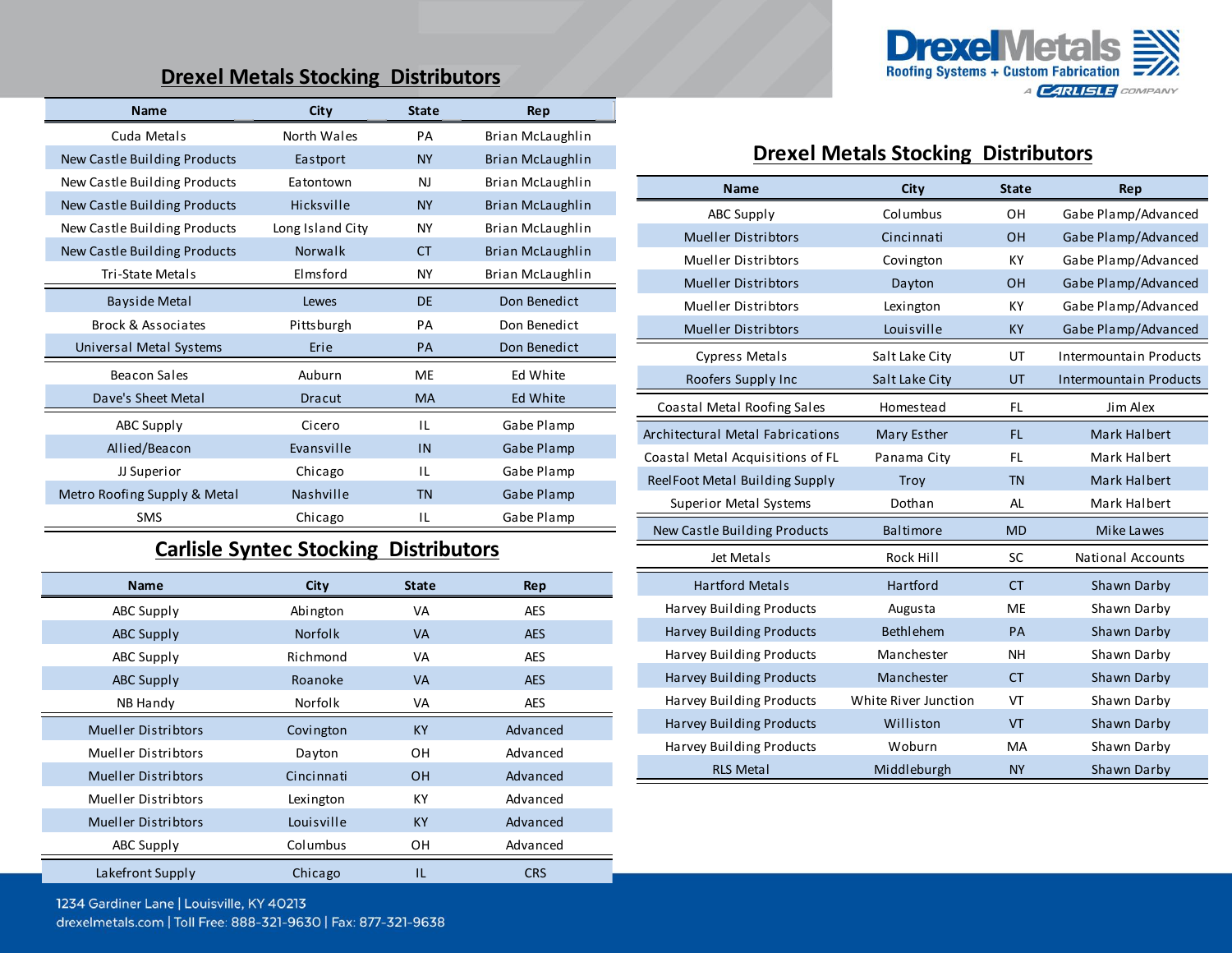## Drexel Metals Stocking Distributors

| Name | City | State | Rep |
|---|---|---|---|
| Cuda Metals | North Wales | PA | Brian McLaughlin |
| New Castle Building Products | Eastport | NY | Brian McLaughlin |
| New Castle Building Products | Eatontown | NJ | Brian McLaughlin |
| New Castle Building Products | Hicksville | NY | Brian McLaughlin |
| New Castle Building Products | Long Island City | NY | Brian McLaughlin |
| New Castle Building Products | Norwalk | CT | Brian McLaughlin |
| Tri-State Metals | Elmsford | NY | Brian McLaughlin |
| Bayside Metal | Lewes | DE | Don Benedict |
| Brock & Associates | Pittsburgh | PA | Don Benedict |
| Universal Metal Systems | Erie | PA | Don Benedict |
| Beacon Sales | Auburn | ME | Ed White |
| Dave's Sheet Metal | Dracut | MA | Ed White |
| ABC Supply | Cicero | IL | Gabe Plamp |
| Allied/Beacon | Evansville | IN | Gabe Plamp |
| JJ Superior | Chicago | IL | Gabe Plamp |
| Metro Roofing Supply & Metal | Nashville | TN | Gabe Plamp |
| SMS | Chicago | IL | Gabe Plamp |

## Carlisle Syntec Stocking Distributors

| Name | City | State | Rep |
|---|---|---|---|
| ABC Supply | Abington | VA | AES |
| ABC Supply | Norfolk | VA | AES |
| ABC Supply | Richmond | VA | AES |
| ABC Supply | Roanoke | VA | AES |
| NB Handy | Norfolk | VA | AES |
| Mueller Distribtors | Covington | KY | Advanced |
| Mueller Distribtors | Dayton | OH | Advanced |
| Mueller Distribtors | Cincinnati | OH | Advanced |
| Mueller Distribtors | Lexington | KY | Advanced |
| Mueller Distribtors | Louisville | KY | Advanced |
| ABC Supply | Columbus | OH | Advanced |
| Lakefront Supply | Chicago | IL | CRS |

## Drexel Metals Stocking Distributors

| Name | City | State | Rep |
|---|---|---|---|
| ABC Supply | Columbus | OH | Gabe Plamp/Advanced |
| Mueller Distribtors | Cincinnati | OH | Gabe Plamp/Advanced |
| Mueller Distribtors | Covington | KY | Gabe Plamp/Advanced |
| Mueller Distribtors | Dayton | OH | Gabe Plamp/Advanced |
| Mueller Distribtors | Lexington | KY | Gabe Plamp/Advanced |
| Mueller Distribtors | Louisville | KY | Gabe Plamp/Advanced |
| Cypress Metals | Salt Lake City | UT | Intermountain Products |
| Roofers Supply Inc | Salt Lake City | UT | Intermountain Products |
| Coastal Metal Roofing Sales | Homestead | FL | Jim Alex |
| Architectural Metal Fabrications | Mary Esther | FL | Mark Halbert |
| Coastal Metal Acquisitions of FL | Panama City | FL | Mark Halbert |
| ReelFoot Metal Building Supply | Troy | TN | Mark Halbert |
| Superior Metal Systems | Dothan | AL | Mark Halbert |
| New Castle Building Products | Baltimore | MD | Mike Lawes |
| Jet Metals | Rock Hill | SC | National Accounts |
| Hartford Metals | Hartford | CT | Shawn Darby |
| Harvey Building Products | Augusta | ME | Shawn Darby |
| Harvey Building Products | Bethlehem | PA | Shawn Darby |
| Harvey Building Products | Manchester | NH | Shawn Darby |
| Harvey Building Products | Manchester | CT | Shawn Darby |
| Harvey Building Products | White River Junction | VT | Shawn Darby |
| Harvey Building Products | Williston | VT | Shawn Darby |
| Harvey Building Products | Woburn | MA | Shawn Darby |
| RLS Metal | Middleburgh | NY | Shawn Darby |

1234 Gardiner Lane | Louisville, KY 40213
drexelmetals.com | Toll Free: 888-321-9630 | Fax: 877-321-9638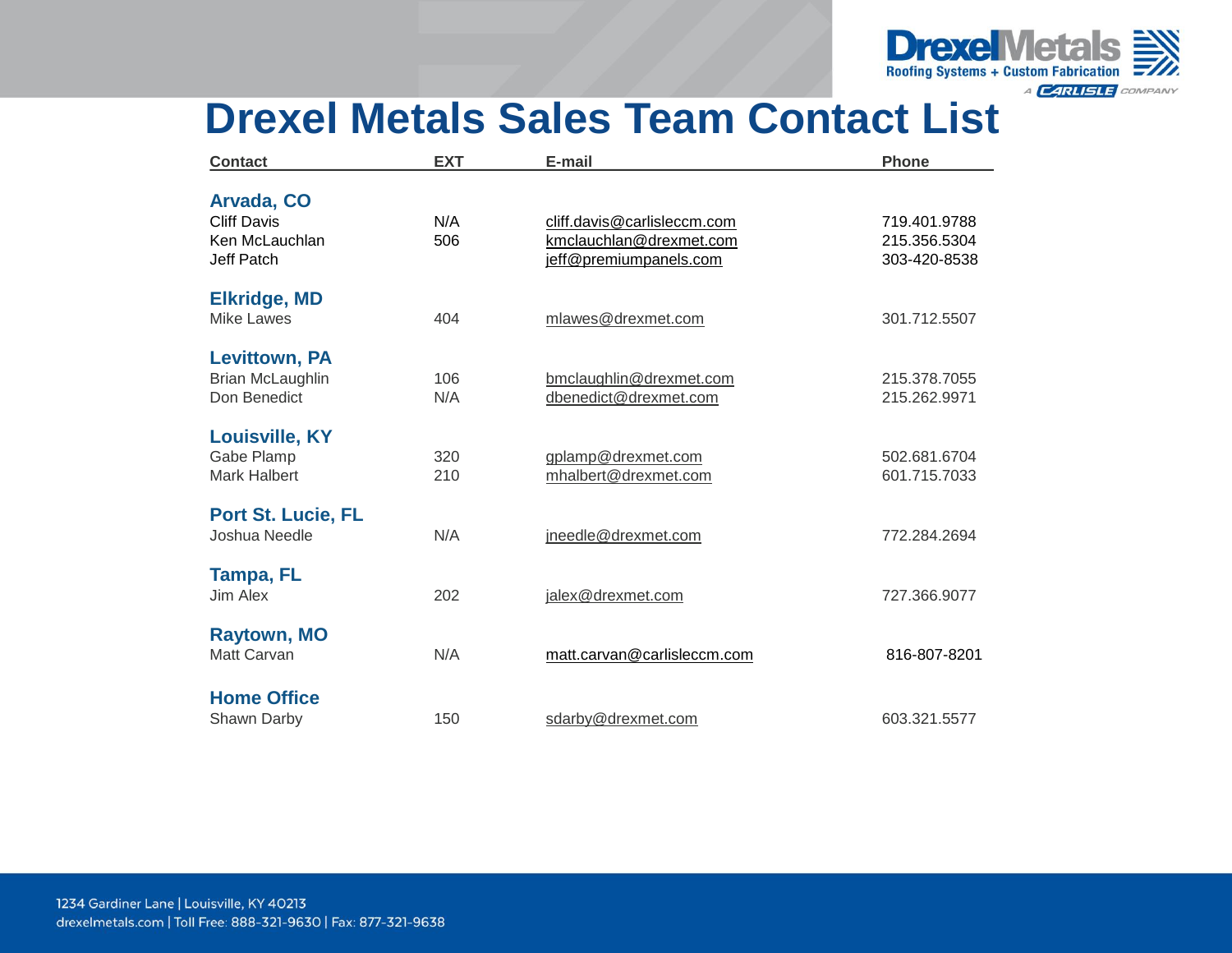# Drexel Metals Sales Team Contact List

| Contact | EXT | E-mail | Phone |
|---|---|---|---|
| **Arvada, CO** | | | |
| Cliff Davis | N/A | cliff.davis@carlisleccm.com | 719.401.9788 |
| Ken McLauchlan | 506 | kmclauchlan@drexmet.com | 215.356.5304 |
| Jeff Patch | | jeff@premiumpanels.com | 303-420-8538 |
| **Elkridge, MD** | | | |
| Mike Lawes | 404 | mlawes@drexmet.com | 301.712.5507 |
| **Levittown, PA** | | | |
| Brian McLaughlin | 106 | bmclaughlin@drexmet.com | 215.378.7055 |
| Don Benedict | N/A | dbenedict@drexmet.com | 215.262.9971 |
| **Louisville, KY** | | | |
| Gabe Plamp | 320 | gplamp@drexmet.com | 502.681.6704 |
| Mark Halbert | 210 | mhalbert@drexmet.com | 601.715.7033 |
| **Port St. Lucie, FL** | | | |
| Joshua Needle | N/A | jneedle@drexmet.com | 772.284.2694 |
| **Tampa, FL** | | | |
| Jim Alex | 202 | jalex@drexmet.com | 727.366.9077 |
| **Raytown, MO** | | | |
| Matt Carvan | N/A | matt.carvan@carlisleccm.com | 816-807-8201 |
| **Home Office** | | | |
| Shawn Darby | 150 | sdarby@drexmet.com | 603.321.5577 |

1234 Gardiner Lane | Louisville, KY 40213
drexelmetals.com | Toll Free: 888-321-9630 | Fax: 877-321-9638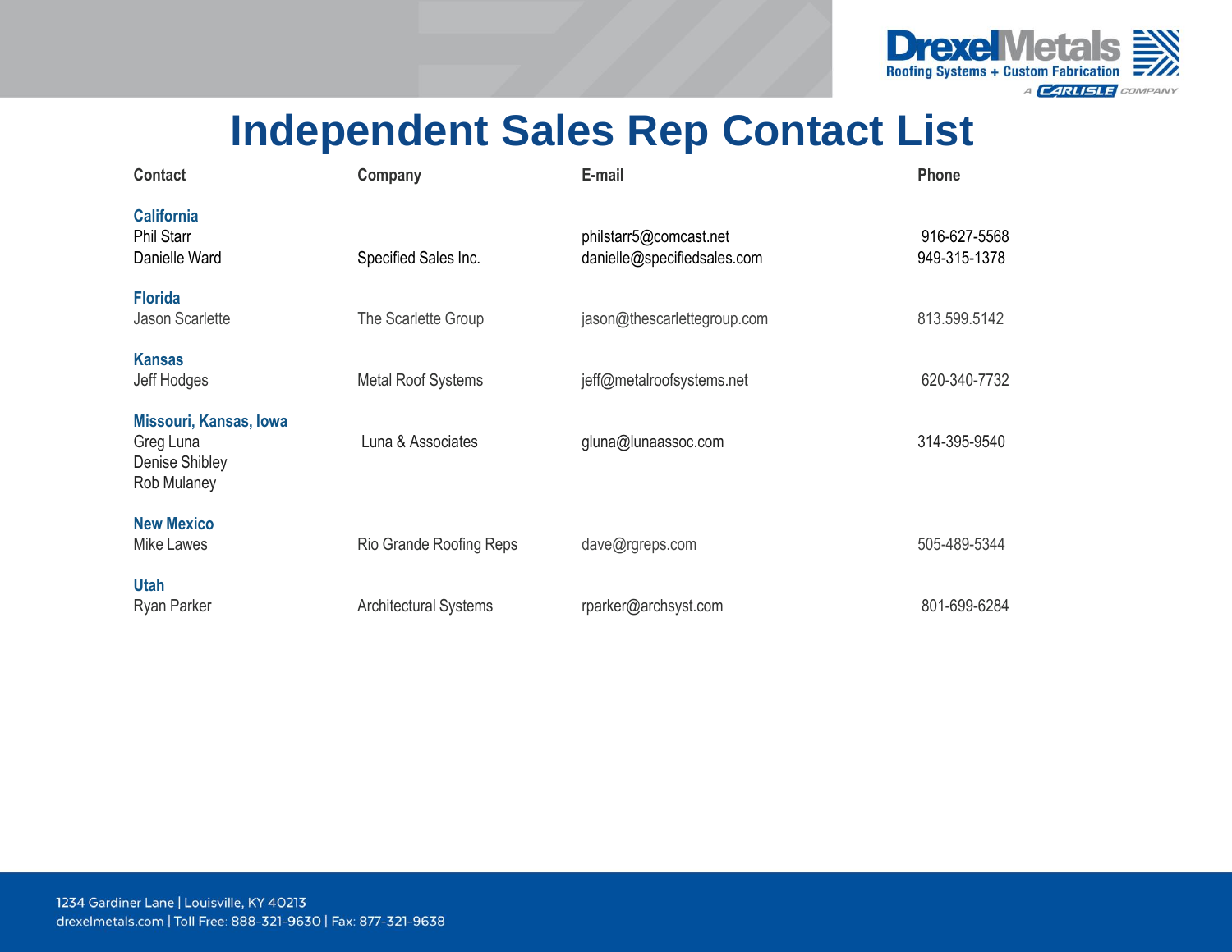# Independent Sales Rep Contact List

| Contact | Company | E-mail | Phone |
|---|---|---|---|
| **California** | | | |
| Phil Starr | | philstarr5@comcast.net | 916-627-5568 |
| Danielle Ward | Specified Sales Inc. | danielle@specifiedsales.com | 949-315-1378 |
| **Florida** | | | |
| Jason Scarlette | The Scarlette Group | jason@thescarlettegroup.com | 813.599.5142 |
| **Kansas** | | | |
| Jeff Hodges | Metal Roof Systems | jeff@metalroofsystems.net | 620-340-7732 |
| **Missouri, Kansas, Iowa** | | | |
| Greg Luna | Luna & Associates | gluna@lunaassoc.com | 314-395-9540 |
| Denise Shibley | | | |
| Rob Mulaney | | | |
| **New Mexico** | | | |
| Mike Lawes | Rio Grande Roofing Reps | dave@rgreps.com | 505-489-5344 |
| **Utah** | | | |
| Ryan Parker | Architectural Systems | rparker@archsyst.com | 801-699-6284 |

1234 Gardiner Lane | Louisville, KY 40213
drexelmetals.com | Toll Free: 888-321-9630 | Fax: 877-321-9638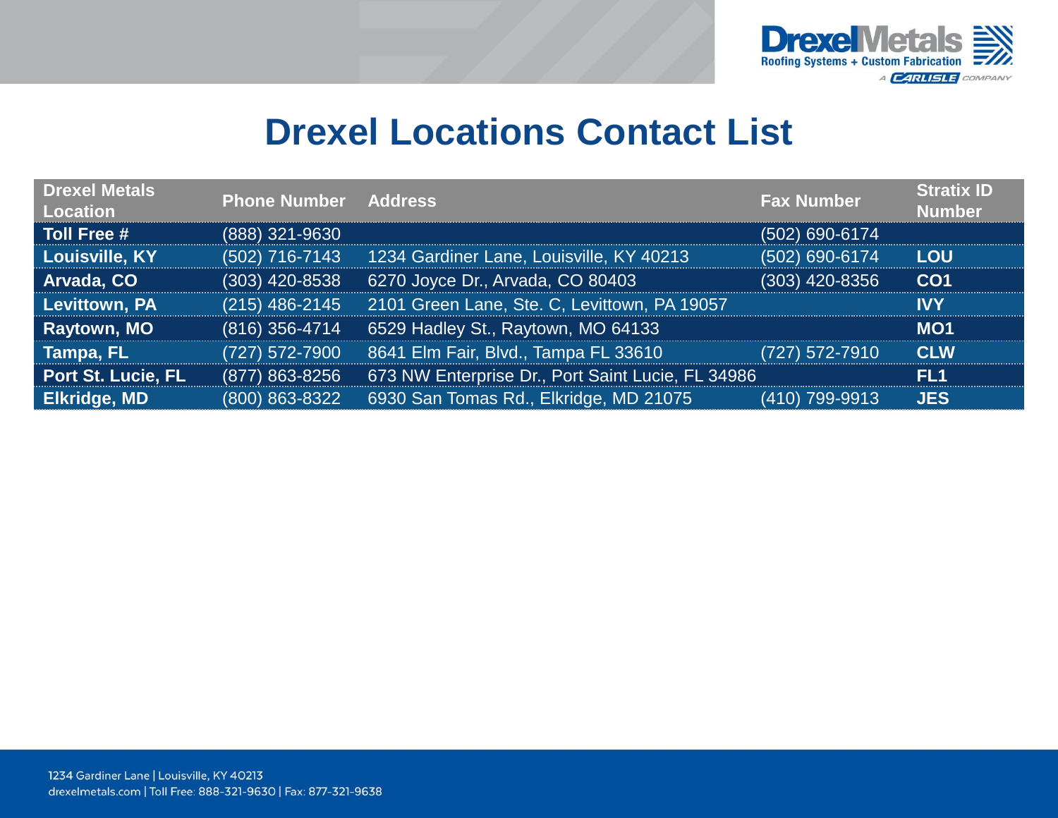# Drexel Locations Contact List

| Drexel Metals Location | Phone Number | Address | Fax Number | Stratix ID Number |
|---|---|---|---|---|
| **Toll Free #** | (888) 321-9630 | | (502) 690-6174 | |
| **Louisville, KY** | (502) 716-7143 | 1234 Gardiner Lane, Louisville, KY 40213 | (502) 690-6174 | **LOU** |
| **Arvada, CO** | (303) 420-8538 | 6270 Joyce Dr., Arvada, CO 80403 | (303) 420-8356 | **CO1** |
| **Levittown, PA** | (215) 486-2145 | 2101 Green Lane, Ste. C, Levittown, PA 19057 | | **IVY** |
| **Raytown, MO** | (816) 356-4714 | 6529 Hadley St., Raytown, MO 64133 | | **MO1** |
| **Tampa, FL** | (727) 572-7900 | 8641 Elm Fair, Blvd., Tampa FL 33610 | (727) 572-7910 | **CLW** |
| **Port St. Lucie, FL** | (877) 863-8256 | 673 NW Enterprise Dr., Port Saint Lucie, FL 34986 | | **FL1** |
| **Elkridge, MD** | (800) 863-8322 | 6930 San Tomas Rd., Elkridge, MD 21075 | (410) 799-9913 | **JES** |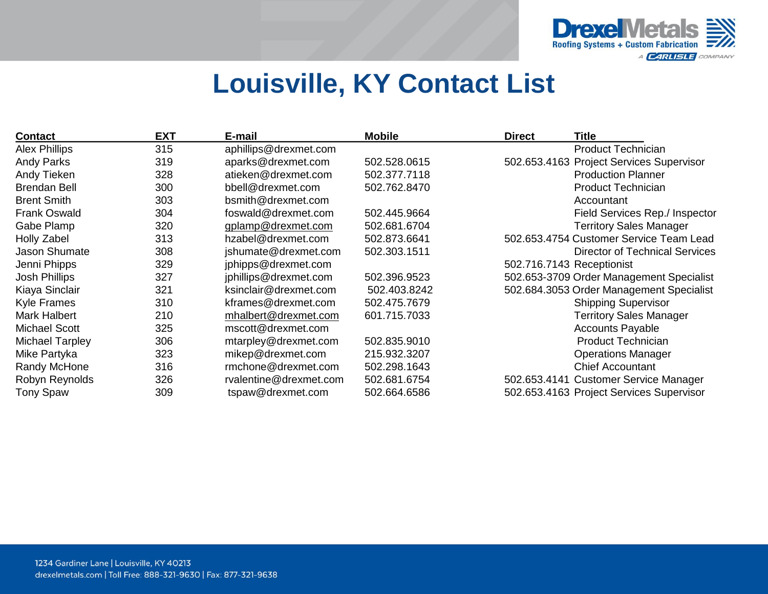DrexelMetals
Roofing Systems + Custom Fabrication
A CARLISLE COMPANY

# Louisville, KY Contact List

| Contact | EXT | E-mail | Mobile | Direct | Title |
|---|---|---|---|---|---|
| Alex Phillips | 315 | aphillips@drexmet.com | | | Product Technician |
| Andy Parks | 319 | aparks@drexmet.com | 502.528.0615 | 502.653.4163 | Project Services Supervisor |
| Andy Tieken | 328 | atieken@drexmet.com | 502.377.7118 | | Production Planner |
| Brendan Bell | 300 | bbell@drexmet.com | 502.762.8470 | | Product Technician |
| Brent Smith | 303 | bsmith@drexmet.com | | | Accountant |
| Frank Oswald | 304 | foswald@drexmet.com | 502.445.9664 | | Field Services Rep./ Inspector |
| Gabe Plamp | 320 | gplamp@drexmet.com | 502.681.6704 | | Territory Sales Manager |
| Holly Zabel | 313 | hzabel@drexmet.com | 502.873.6641 | 502.653.4754 | Customer Service Team Lead |
| Jason Shumate | 308 | jshumate@drexmet.com | 502.303.1511 | | Director of Technical Services |
| Jenni Phipps | 329 | jphipps@drexmet.com | | 502.716.7143 | Receptionist |
| Josh Phillips | 327 | jphillips@drexmet.com | 502.396.9523 | 502.653-3709 | Order Management Specialist |
| Kiaya Sinclair | 321 | ksinclair@drexmet.com | 502.403.8242 | 502.684.3053 | Order Management Specialist |
| Kyle Frames | 310 | kframes@drexmet.com | 502.475.7679 | | Shipping Supervisor |
| Mark Halbert | 210 | mhalbert@drexmet.com | 601.715.7033 | | Territory Sales Manager |
| Michael Scott | 325 | mscott@drexmet.com | | | Accounts Payable |
| Michael Tarpley | 306 | mtarpley@drexmet.com | 502.835.9010 | | Product Technician |
| Mike Partyka | 323 | mikep@drexmet.com | 215.932.3207 | | Operations Manager |
| Randy McHone | 316 | rmchone@drexmet.com | 502.298.1643 | | Chief Accountant |
| Robyn Reynolds | 326 | rvalentine@drexmet.com | 502.681.6754 | 502.653.4141 | Customer Service Manager |
| Tony Spaw | 309 | tspaw@drexmet.com | 502.664.6586 | 502.653.4163 | Project Services Supervisor |

1234 Gardiner Lane | Louisville, KY 40213
drexelmetals.com | Toll Free: 888-321-9630 | Fax: 877-321-9638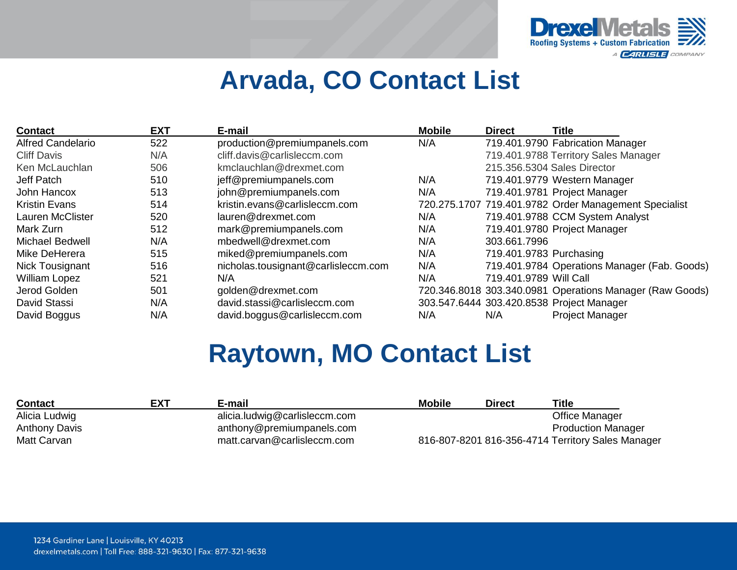DrexelMetals
Roofing Systems + Custom Fabrication
A CARLISLE COMPANY

# Arvada, CO Contact List

| Contact | EXT | E-mail | Mobile | Direct | Title |
|---|---|---|---|---|---|
| Alfred Candelario | 522 | production@premiumpanels.com | N/A | 719.401.9790 | Fabrication Manager |
| Cliff Davis | N/A | cliff.davis@carlisleccm.com | | 719.401.9788 | Territory Sales Manager |
| Ken McLauchlan | 506 | kmclauchlan@drexmet.com | | 215.356.5304 | Sales Director |
| Jeff Patch | 510 | jeff@premiumpanels.com | N/A | 719.401.9779 | Western Manager |
| John Hancox | 513 | john@premiumpanels.com | N/A | 719.401.9781 | Project Manager |
| Kristin Evans | 514 | kristin.evans@carlisleccm.com | 720.275.1707 | 719.401.9782 | Order Management Specialist |
| Lauren McClister | 520 | lauren@drexmet.com | N/A | 719.401.9788 | CCM System Analyst |
| Mark Zurn | 512 | mark@premiumpanels.com | N/A | 719.401.9780 | Project Manager |
| Michael Bedwell | N/A | mbedwell@drexmet.com | N/A | 303.661.7996 | |
| Mike DeHerera | 515 | miked@premiumpanels.com | N/A | 719.401.9783 | Purchasing |
| Nick Tousignant | 516 | nicholas.tousignant@carlisleccm.com | N/A | 719.401.9784 | Operations Manager (Fab. Goods) |
| William Lopez | 521 | N/A | N/A | 719.401.9789 | Will Call |
| Jerod Golden | 501 | golden@drexmet.com | 720.346.8018 | 303.340.0981 | Operations Manager (Raw Goods) |
| David Stassi | N/A | david.stassi@carlisleccm.com | 303.547.6444 | 303.420.8538 | Project Manager |
| David Boggus | N/A | david.boggus@carlisleccm.com | N/A | N/A | Project Manager |

# Raytown, MO Contact List

| Contact | EXT | E-mail | Mobile | Direct | Title |
|---|---|---|---|---|---|
| Alicia Ludwig | | alicia.ludwig@carlisleccm.com | | | Office Manager |
| Anthony Davis | | anthony@premiumpanels.com | | | Production Manager |
| Matt Carvan | | matt.carvan@carlisleccm.com | 816-807-8201 | 816-356-4714 | Territory Sales Manager |

1234 Gardiner Lane | Louisville, KY 40213
drexelmetals.com | Toll Free: 888-321-9630 | Fax: 877-321-9638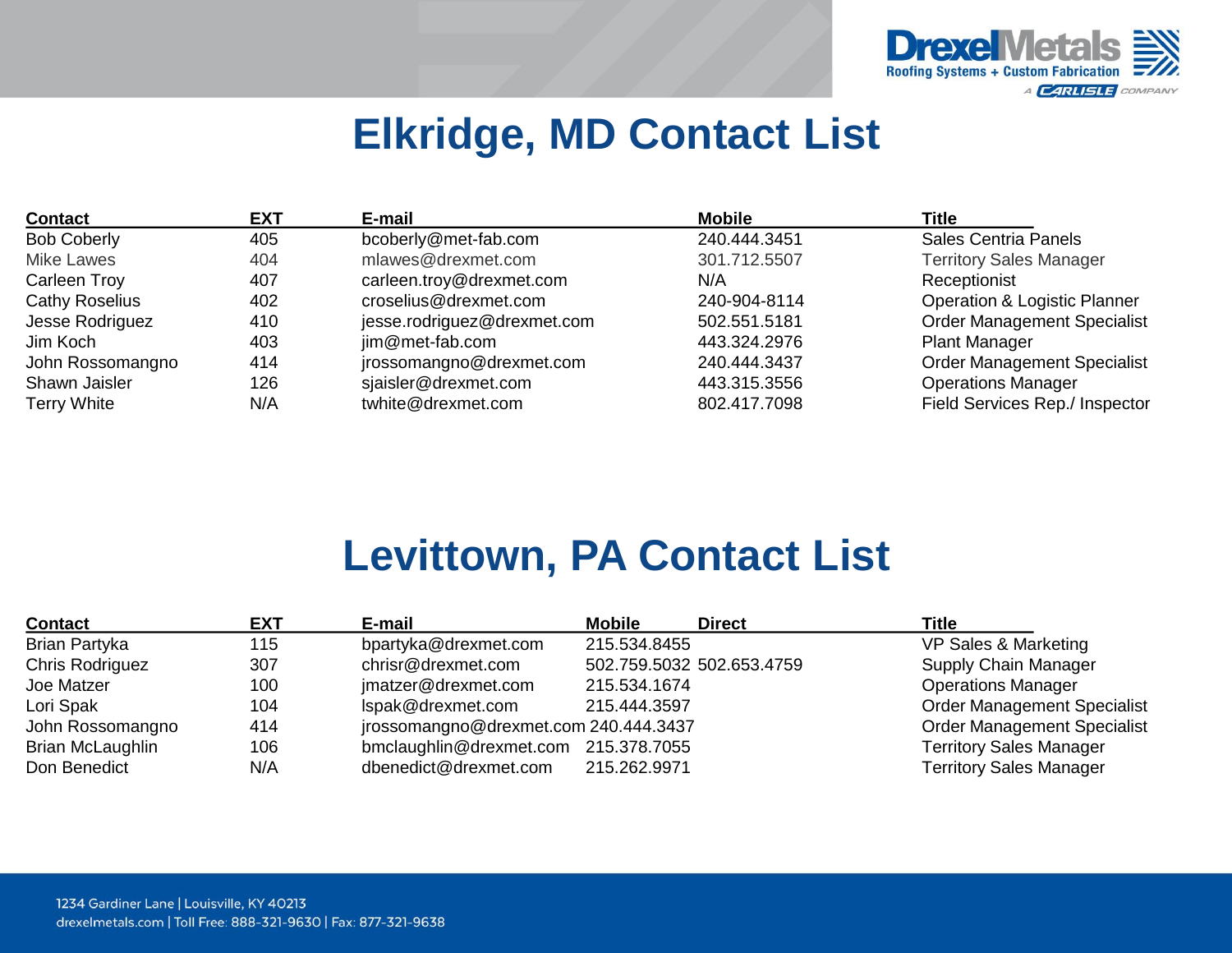# Elkridge, MD Contact List

| Contact | EXT | E-mail | Mobile | Title |
|---|---|---|---|---|
| Bob Coberly | 405 | bcoberly@met-fab.com | 240.444.3451 | Sales Centria Panels |
| Mike Lawes | 404 | mlawes@drexmet.com | 301.712.5507 | Territory Sales Manager |
| Carleen Troy | 407 | carleen.troy@drexmet.com | N/A | Receptionist |
| Cathy Roselius | 402 | croselius@drexmet.com | 240-904-8114 | Operation & Logistic Planner |
| Jesse Rodriguez | 410 | jesse.rodriguez@drexmet.com | 502.551.5181 | Order Management Specialist |
| Jim Koch | 403 | jim@met-fab.com | 443.324.2976 | Plant Manager |
| John Rossomangno | 414 | jrossomangno@drexmet.com | 240.444.3437 | Order Management Specialist |
| Shawn Jaisler | 126 | sjaisler@drexmet.com | 443.315.3556 | Operations Manager |
| Terry White | N/A | twhite@drexmet.com | 802.417.7098 | Field Services Rep./ Inspector |

# Levittown, PA Contact List

| Contact | EXT | E-mail | Mobile | Direct | Title |
|---|---|---|---|---|---|
| Brian Partyka | 115 | bpartyka@drexmet.com | 215.534.8455 | | VP Sales & Marketing |
| Chris Rodriguez | 307 | chrisr@drexmet.com | 502.759.5032 | 502.653.4759 | Supply Chain Manager |
| Joe Matzer | 100 | jmatzer@drexmet.com | 215.534.1674 | | Operations Manager |
| Lori Spak | 104 | lspak@drexmet.com | 215.444.3597 | | Order Management Specialist |
| John Rossomangno | 414 | jrossomangno@drexmet.com | 240.444.3437 | | Order Management Specialist |
| Brian McLaughlin | 106 | bmclaughlin@drexmet.com | 215.378.7055 | | Territory Sales Manager |
| Don Benedict | N/A | dbenedict@drexmet.com | 215.262.9971 | | Territory Sales Manager |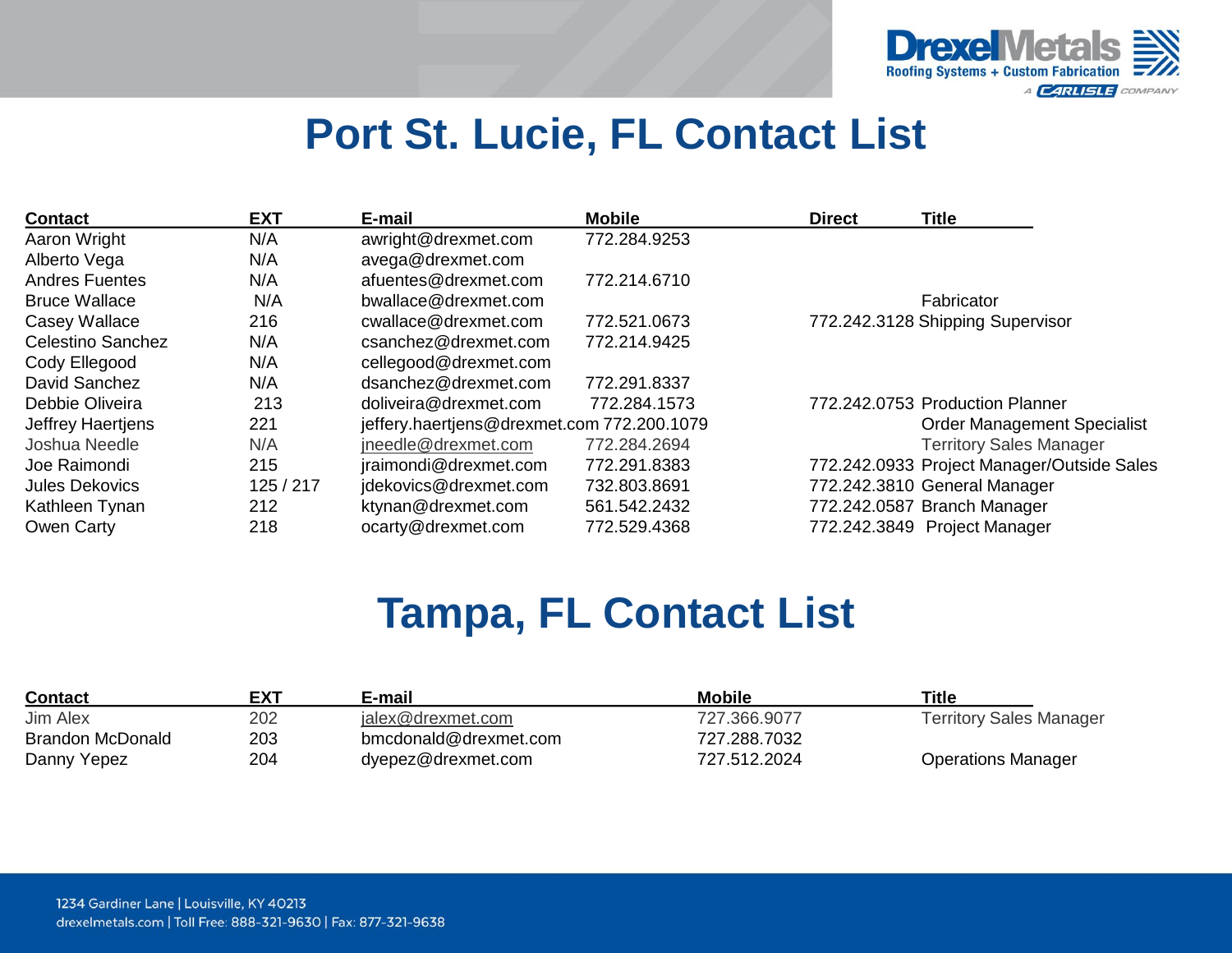# Port St. Lucie, FL Contact List

| Contact | EXT | E-mail | Mobile | Direct | Title |
|---|---|---|---|---|---|
| Aaron Wright | N/A | awright@drexmet.com | 772.284.9253 | | |
| Alberto Vega | N/A | avega@drexmet.com | | | |
| Andres Fuentes | N/A | afuentes@drexmet.com | 772.214.6710 | | |
| Bruce Wallace | N/A | bwallace@drexmet.com | | | Fabricator |
| Casey Wallace | 216 | cwallace@drexmet.com | 772.521.0673 | 772.242.3128 | Shipping Supervisor |
| Celestino Sanchez | N/A | csanchez@drexmet.com | 772.214.9425 | | |
| Cody Ellegood | N/A | cellegood@drexmet.com | | | |
| David Sanchez | N/A | dsanchez@drexmet.com | 772.291.8337 | | |
| Debbie Oliveira | 213 | doliveira@drexmet.com | 772.284.1573 | 772.242.0753 | Production Planner |
| Jeffrey Haertjens | 221 | jeffery.haertjens@drexmet.com | 772.200.1079 | | Order Management Specialist |
| Joshua Needle | N/A | jneedle@drexmet.com | 772.284.2694 | | Territory Sales Manager |
| Joe Raimondi | 215 | jraimondi@drexmet.com | 772.291.8383 | 772.242.0933 | Project Manager/Outside Sales |
| Jules Dekovics | 125 / 217 | jdekovics@drexmet.com | 732.803.8691 | 772.242.3810 | General Manager |
| Kathleen Tynan | 212 | ktynan@drexmet.com | 561.542.2432 | 772.242.0587 | Branch Manager |
| Owen Carty | 218 | ocarty@drexmet.com | 772.529.4368 | 772.242.3849 | Project Manager |

# Tampa, FL Contact List

| Contact | EXT | E-mail | Mobile | Title |
|---|---|---|---|---|
| Jim Alex | 202 | jalex@drexmet.com | 727.366.9077 | Territory Sales Manager |
| Brandon McDonald | 203 | bmcdonald@drexmet.com | 727.288.7032 | |
| Danny Yepez | 204 | dyepez@drexmet.com | 727.512.2024 | Operations Manager |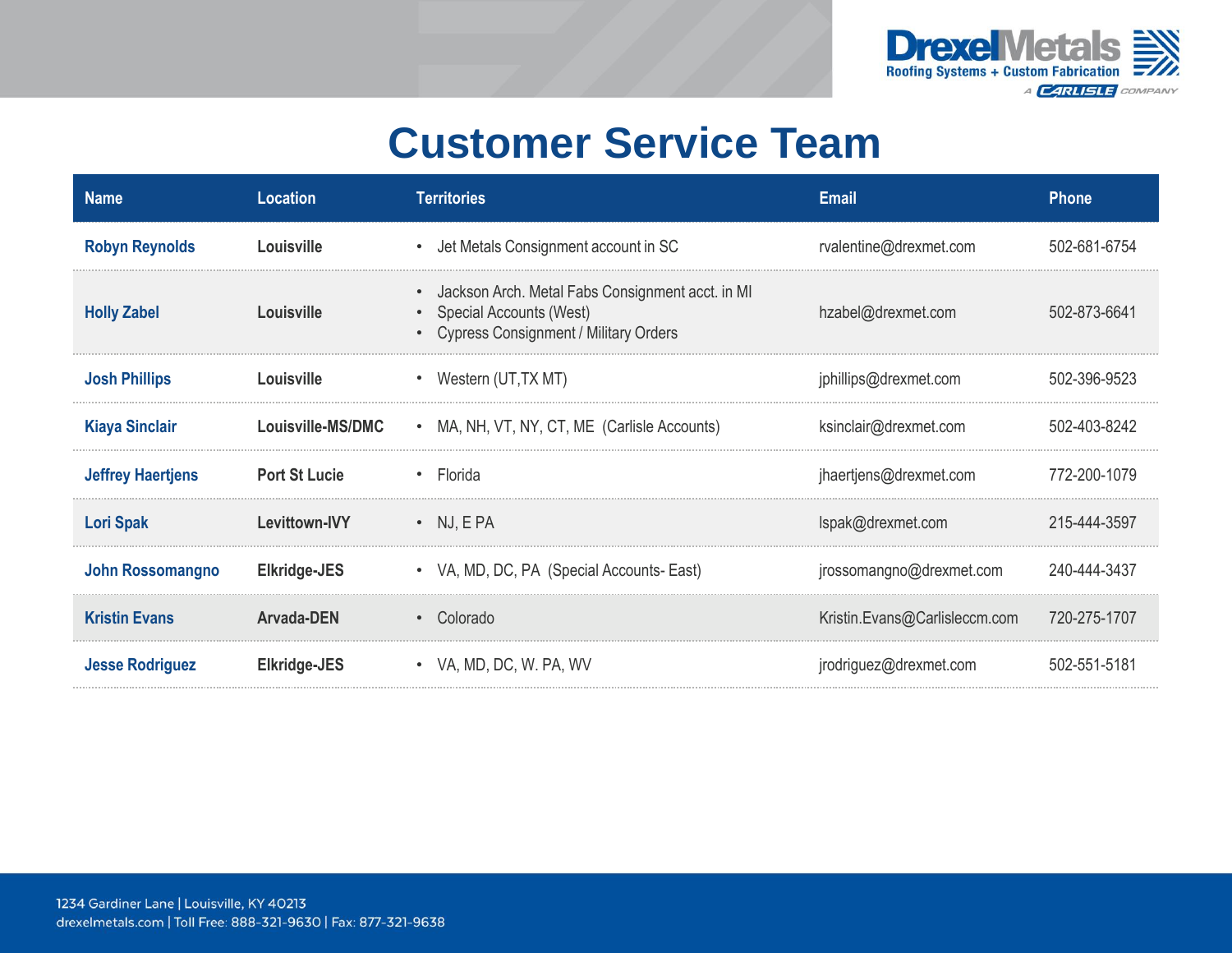# Customer Service Team

| Name | Location | Territories | Email | Phone |
|---|---|---|---|---|
| Robyn Reynolds | Louisville | • Jet Metals Consignment account in SC | rvalentine@drexmet.com | 502-681-6754 |
| Holly Zabel | Louisville | • Jackson Arch. Metal Fabs Consignment acct. in MI<br>• Special Accounts (West)<br>• Cypress Consignment / Military Orders | hzabel@drexmet.com | 502-873-6641 |
| Josh Phillips | Louisville | • Western (UT,TX MT) | jphillips@drexmet.com | 502-396-9523 |
| Kiaya Sinclair | Louisville-MS/DMC | • MA, NH, VT, NY, CT, ME (Carlisle Accounts) | ksinclair@drexmet.com | 502-403-8242 |
| Jeffrey Haertjens | Port St Lucie | • Florida | jhaertjens@drexmet.com | 772-200-1079 |
| Lori Spak | Levittown-IVY | • NJ, E PA | lspak@drexmet.com | 215-444-3597 |
| John Rossomangno | Elkridge-JES | • VA, MD, DC, PA (Special Accounts- East) | jrossomangno@drexmet.com | 240-444-3437 |
| Kristin Evans | Arvada-DEN | • Colorado | Kristin.Evans@Carlisleccm.com | 720-275-1707 |
| Jesse Rodriguez | Elkridge-JES | • VA, MD, DC, W. PA, WV | jrodriguez@drexmet.com | 502-551-5181 |

1234 Gardiner Lane | Louisville, KY 40213
drexelmetals.com | Toll Free: 888-321-9630 | Fax: 877-321-9638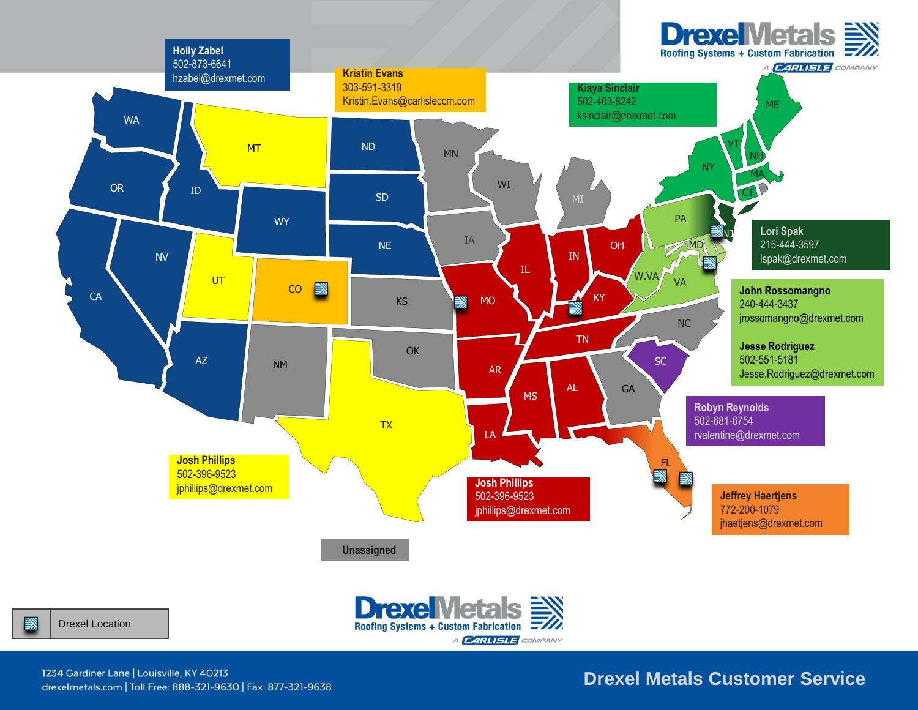# Drexel Metals Customer Service

DrexelMetals
Roofing Systems + Custom Fabrication
A CARLISLE COMPANY

**Holly Zabel**
502-873-6641
hzabel@drexmet.com

**Kristin Evans**
303-591-3319
Kristin.Evans@carlisleccm.com

**Kiaya Sinclair**
502-403-8242
ksinclair@drexmet.com

**Lori Spak**
215-444-3597
lspak@drexmet.com

**John Rossomangno**
240-444-3437
jrossomangno@drexmet.com

**Jesse Rodriguez**
502-551-5181
Jesse.Rodriguez@drexmet.com

**Robyn Reynolds**
502-681-6754
rvalentine@drexmet.com

**Jeffrey Haertjens**
772-200-1079
jhaetjens@drexmet.com

**Josh Phillips**
502-396-9523
jphillips@drexmet.com

**Josh Phillips**
502-396-9523
jphillips@drexmet.com

**Unassigned**

WA, OR, CA, NV, ID, MT, WY, UT, CO, AZ, NM, TX, ND, SD, NE, KS, OK, MN, IA, WI, MI, MO, AR, LA, IL, IN, OH, KY, TN, MS, AL, GA, FL, SC, NC, VA, W.VA, MD, PA, NJ, NY, CT, MA, VT, NH, ME

Drexel Location

DrexelMetals
Roofing Systems + Custom Fabrication
A CARLISLE COMPANY

1234 Gardiner Lane | Louisville, KY 40213
drexelmetals.com | Toll Free: 888-321-9630 | Fax: 877-321-9638